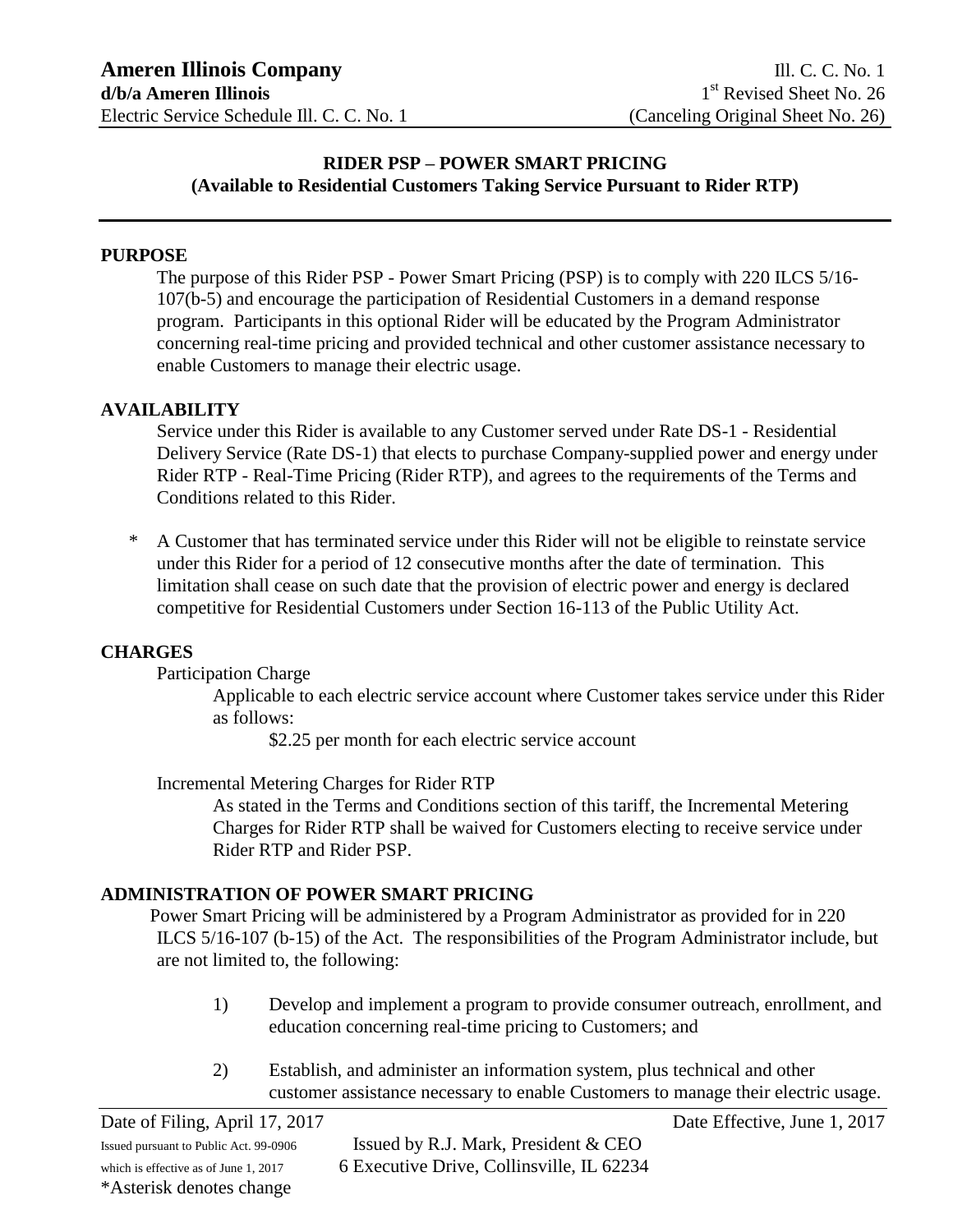**Ameren Illinois Company** Ill. C. C. No. 1
**d/b/a Ameren Illinois** 1st Revised Sheet No. 26
Electric Service Schedule Ill. C. C. No. 1 (Canceling Original Sheet No. 26)

## RIDER PSP – POWER SMART PRICING
### (Available to Residential Customers Taking Service Pursuant to Rider RTP)

**PURPOSE**

The purpose of this Rider PSP - Power Smart Pricing (PSP) is to comply with 220 ILCS 5/16-107(b-5) and encourage the participation of Residential Customers in a demand response program. Participants in this optional Rider will be educated by the Program Administrator concerning real-time pricing and provided technical and other customer assistance necessary to enable Customers to manage their electric usage.

**AVAILABILITY**

Service under this Rider is available to any Customer served under Rate DS-1 - Residential Delivery Service (Rate DS-1) that elects to purchase Company-supplied power and energy under Rider RTP - Real-Time Pricing (Rider RTP), and agrees to the requirements of the Terms and Conditions related to this Rider.

\* A Customer that has terminated service under this Rider will not be eligible to reinstate service under this Rider for a period of 12 consecutive months after the date of termination. This limitation shall cease on such date that the provision of electric power and energy is declared competitive for Residential Customers under Section 16-113 of the Public Utility Act.

**CHARGES**

Participation Charge

Applicable to each electric service account where Customer takes service under this Rider as follows:

$2.25 per month for each electric service account

Incremental Metering Charges for Rider RTP

As stated in the Terms and Conditions section of this tariff, the Incremental Metering Charges for Rider RTP shall be waived for Customers electing to receive service under Rider RTP and Rider PSP.

**ADMINISTRATION OF POWER SMART PRICING**

Power Smart Pricing will be administered by a Program Administrator as provided for in 220 ILCS 5/16-107 (b-15) of the Act. The responsibilities of the Program Administrator include, but are not limited to, the following:

1) Develop and implement a program to provide consumer outreach, enrollment, and education concerning real-time pricing to Customers; and

2) Establish, and administer an information system, plus technical and other customer assistance necessary to enable Customers to manage their electric usage.

Date of Filing, April 17, 2017 Date Effective, June 1, 2017
Issued pursuant to Public Act. 99-0906 which is effective as of June 1, 2017
Issued by R.J. Mark, President & CEO
6 Executive Drive, Collinsville, IL 62234
*Asterisk denotes change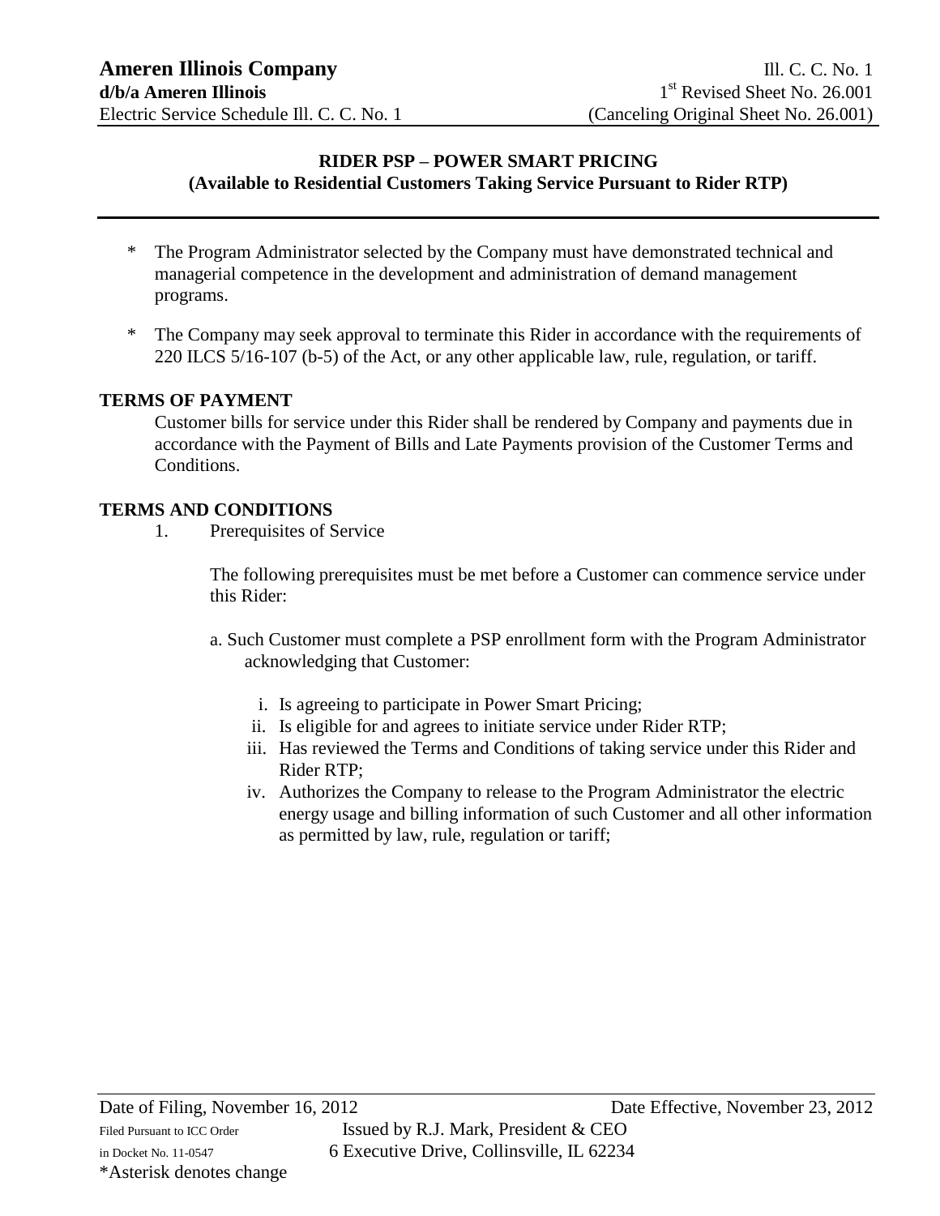## RIDER PSP – POWER SMART PRICING
**(Available to Residential Customers Taking Service Pursuant to Rider RTP)**

\* The Program Administrator selected by the Company must have demonstrated technical and managerial competence in the development and administration of demand management programs.

\* The Company may seek approval to terminate this Rider in accordance with the requirements of 220 ILCS 5/16-107 (b-5) of the Act, or any other applicable law, rule, regulation, or tariff.

### TERMS OF PAYMENT

Customer bills for service under this Rider shall be rendered by Company and payments due in accordance with the Payment of Bills and Late Payments provision of the Customer Terms and Conditions.

### TERMS AND CONDITIONS

1. Prerequisites of Service

   The following prerequisites must be met before a Customer can commence service under this Rider:

   a. Such Customer must complete a PSP enrollment form with the Program Administrator acknowledging that Customer:

      i. Is agreeing to participate in Power Smart Pricing;
      ii. Is eligible for and agrees to initiate service under Rider RTP;
      iii. Has reviewed the Terms and Conditions of taking service under this Rider and Rider RTP;
      iv. Authorizes the Company to release to the Program Administrator the electric energy usage and billing information of such Customer and all other information as permitted by law, rule, regulation or tariff;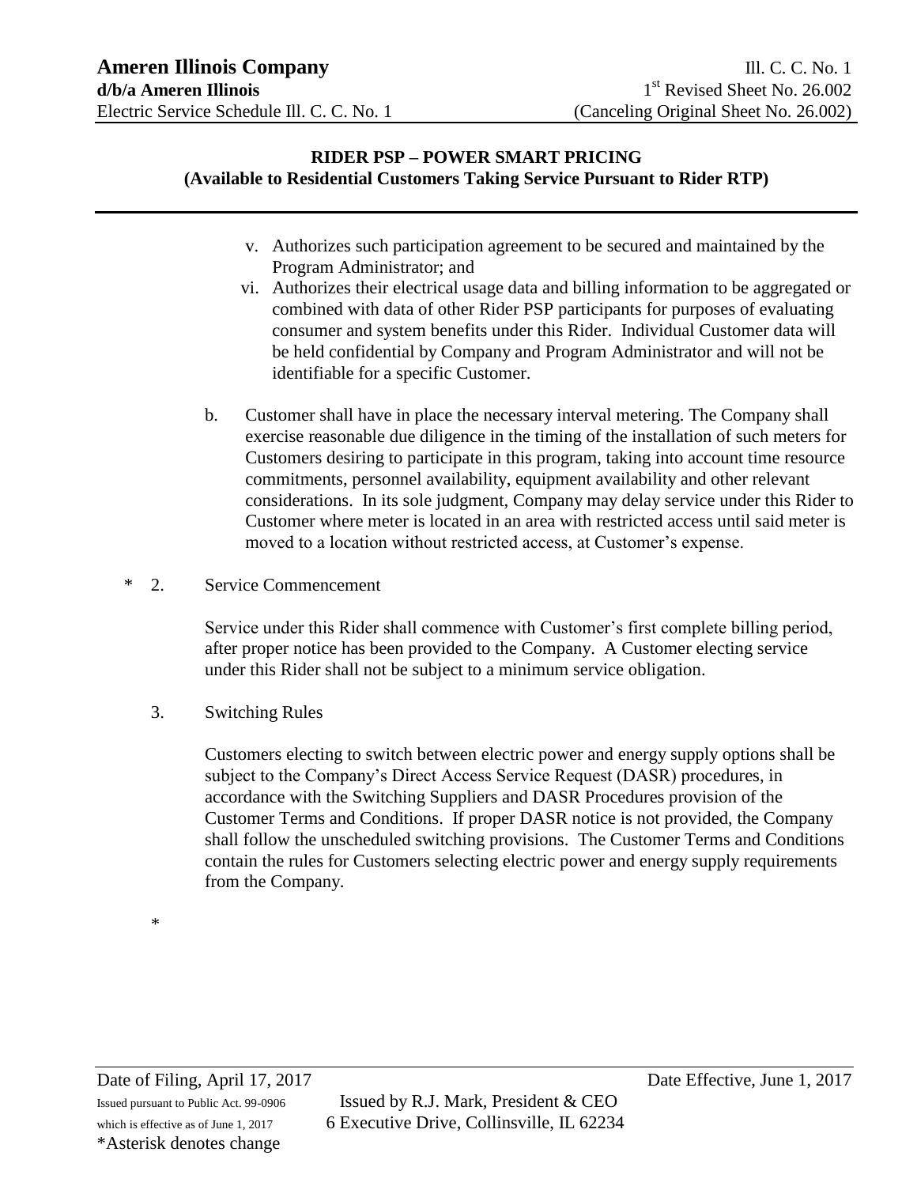## RIDER PSP – POWER SMART PRICING
### (Available to Residential Customers Taking Service Pursuant to Rider RTP)

v. Authorizes such participation agreement to be secured and maintained by the Program Administrator; and

vi. Authorizes their electrical usage data and billing information to be aggregated or combined with data of other Rider PSP participants for purposes of evaluating consumer and system benefits under this Rider. Individual Customer data will be held confidential by Company and Program Administrator and will not be identifiable for a specific Customer.

b. Customer shall have in place the necessary interval metering. The Company shall exercise reasonable due diligence in the timing of the installation of such meters for Customers desiring to participate in this program, taking into account time resource commitments, personnel availability, equipment availability and other relevant considerations. In its sole judgment, Company may delay service under this Rider to Customer where meter is located in an area with restricted access until said meter is moved to a location without restricted access, at Customer's expense.

\* 2. Service Commencement

Service under this Rider shall commence with Customer's first complete billing period, after proper notice has been provided to the Company. A Customer electing service under this Rider shall not be subject to a minimum service obligation.

3. Switching Rules

Customers electing to switch between electric power and energy supply options shall be subject to the Company's Direct Access Service Request (DASR) procedures, in accordance with the Switching Suppliers and DASR Procedures provision of the Customer Terms and Conditions. If proper DASR notice is not provided, the Company shall follow the unscheduled switching provisions. The Customer Terms and Conditions contain the rules for Customers selecting electric power and energy supply requirements from the Company.

\*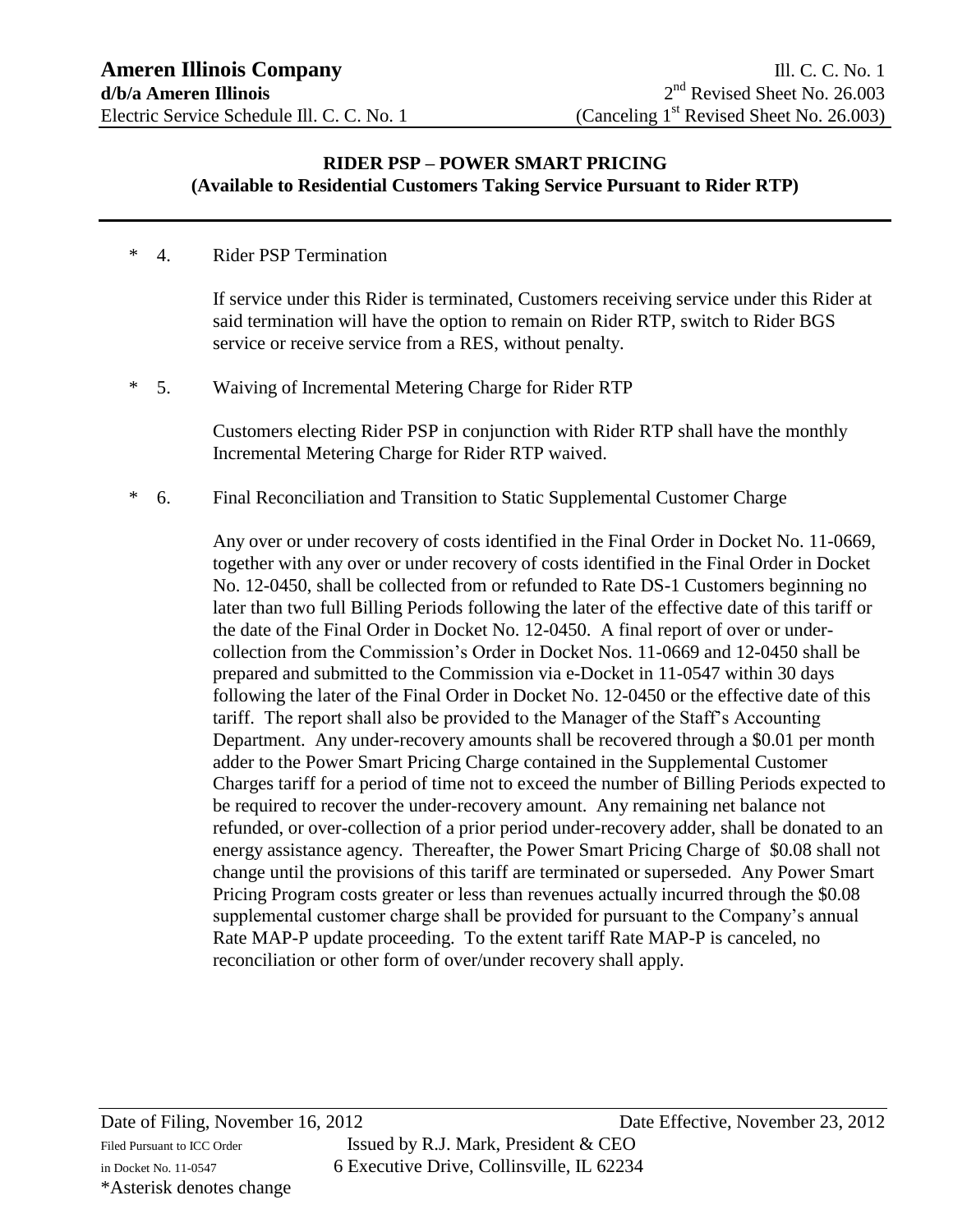**Ameren Illinois Company** Ill. C. C. No. 1
**d/b/a Ameren Illinois** 2nd Revised Sheet No. 26.003
Electric Service Schedule Ill. C. C. No. 1 (Canceling 1st Revised Sheet No. 26.003)

## RIDER PSP – POWER SMART PRICING
### (Available to Residential Customers Taking Service Pursuant to Rider RTP)

\* 4. Rider PSP Termination

If service under this Rider is terminated, Customers receiving service under this Rider at said termination will have the option to remain on Rider RTP, switch to Rider BGS service or receive service from a RES, without penalty.

\* 5. Waiving of Incremental Metering Charge for Rider RTP

Customers electing Rider PSP in conjunction with Rider RTP shall have the monthly Incremental Metering Charge for Rider RTP waived.

\* 6. Final Reconciliation and Transition to Static Supplemental Customer Charge

Any over or under recovery of costs identified in the Final Order in Docket No. 11-0669, together with any over or under recovery of costs identified in the Final Order in Docket No. 12-0450, shall be collected from or refunded to Rate DS-1 Customers beginning no later than two full Billing Periods following the later of the effective date of this tariff or the date of the Final Order in Docket No. 12-0450. A final report of over or under-collection from the Commission's Order in Docket Nos. 11-0669 and 12-0450 shall be prepared and submitted to the Commission via e-Docket in 11-0547 within 30 days following the later of the Final Order in Docket No. 12-0450 or the effective date of this tariff. The report shall also be provided to the Manager of the Staff's Accounting Department. Any under-recovery amounts shall be recovered through a $0.01 per month adder to the Power Smart Pricing Charge contained in the Supplemental Customer Charges tariff for a period of time not to exceed the number of Billing Periods expected to be required to recover the under-recovery amount. Any remaining net balance not refunded, or over-collection of a prior period under-recovery adder, shall be donated to an energy assistance agency. Thereafter, the Power Smart Pricing Charge of $0.08 shall not change until the provisions of this tariff are terminated or superseded. Any Power Smart Pricing Program costs greater or less than revenues actually incurred through the $0.08 supplemental customer charge shall be provided for pursuant to the Company's annual Rate MAP-P update proceeding. To the extent tariff Rate MAP-P is canceled, no reconciliation or other form of over/under recovery shall apply.

Date of Filing, November 16, 2012 Date Effective, November 23, 2012
Filed Pursuant to ICC Order in Docket No. 11-0547
Issued by R.J. Mark, President & CEO
6 Executive Drive, Collinsville, IL 62234
*Asterisk denotes change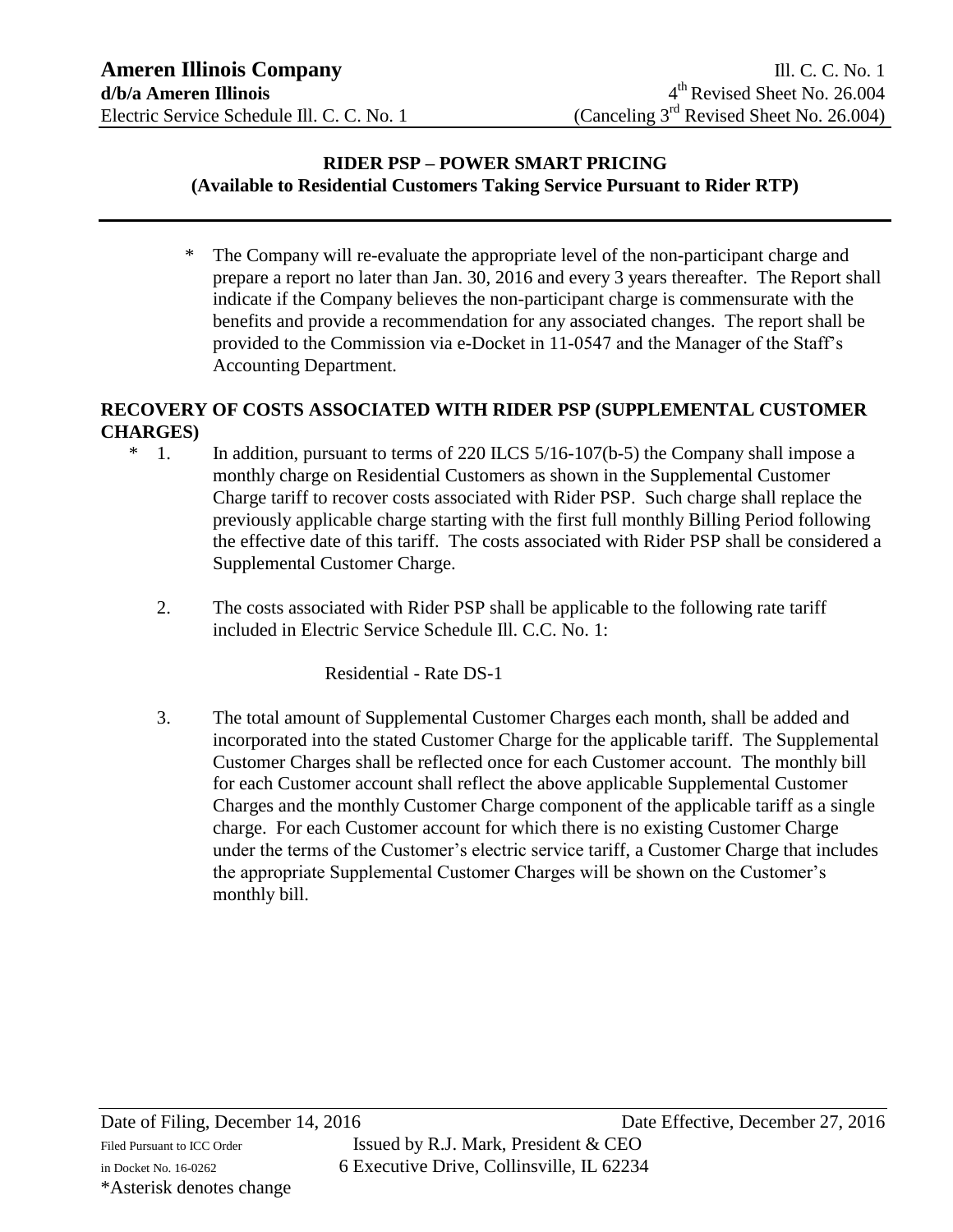**Ameren Illinois Company** Ill. C. C. No. 1
**d/b/a Ameren Illinois** 4th Revised Sheet No. 26.004
Electric Service Schedule Ill. C. C. No. 1 (Canceling 3rd Revised Sheet No. 26.004)

**RIDER PSP – POWER SMART PRICING**
**(Available to Residential Customers Taking Service Pursuant to Rider RTP)**

\* The Company will re-evaluate the appropriate level of the non-participant charge and prepare a report no later than Jan. 30, 2016 and every 3 years thereafter. The Report shall indicate if the Company believes the non-participant charge is commensurate with the benefits and provide a recommendation for any associated changes. The report shall be provided to the Commission via e-Docket in 11-0547 and the Manager of the Staff's Accounting Department.

## RECOVERY OF COSTS ASSOCIATED WITH RIDER PSP (SUPPLEMENTAL CUSTOMER CHARGES)

\* 1. In addition, pursuant to terms of 220 ILCS 5/16-107(b-5) the Company shall impose a monthly charge on Residential Customers as shown in the Supplemental Customer Charge tariff to recover costs associated with Rider PSP. Such charge shall replace the previously applicable charge starting with the first full monthly Billing Period following the effective date of this tariff. The costs associated with Rider PSP shall be considered a Supplemental Customer Charge.

2. The costs associated with Rider PSP shall be applicable to the following rate tariff included in Electric Service Schedule Ill. C.C. No. 1:

   Residential - Rate DS-1

3. The total amount of Supplemental Customer Charges each month, shall be added and incorporated into the stated Customer Charge for the applicable tariff. The Supplemental Customer Charges shall be reflected once for each Customer account. The monthly bill for each Customer account shall reflect the above applicable Supplemental Customer Charges and the monthly Customer Charge component of the applicable tariff as a single charge. For each Customer account for which there is no existing Customer Charge under the terms of the Customer's electric service tariff, a Customer Charge that includes the appropriate Supplemental Customer Charges will be shown on the Customer's monthly bill.

Date of Filing, December 14, 2016 Date Effective, December 27, 2016
Filed Pursuant to ICC Order in Docket No. 16-0262
Issued by R.J. Mark, President & CEO
6 Executive Drive, Collinsville, IL 62234
\*Asterisk denotes change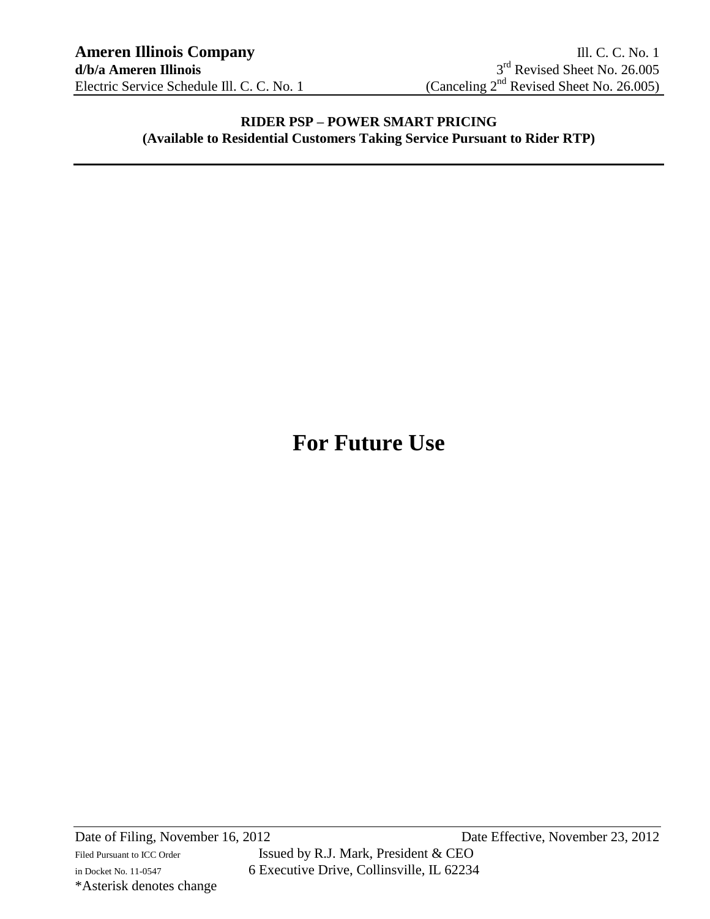**Ameren Illinois Company** Ill. C. C. No. 1
**d/b/a Ameren Illinois** 3rd Revised Sheet No. 26.005
Electric Service Schedule Ill. C. C. No. 1 (Canceling 2nd Revised Sheet No. 26.005)

**RIDER PSP – POWER SMART PRICING**
**(Available to Residential Customers Taking Service Pursuant to Rider RTP)**

# For Future Use

Date of Filing, November 16, 2012 Date Effective, November 23, 2012
Filed Pursuant to ICC Order Issued by R.J. Mark, President & CEO
in Docket No. 11-0547 6 Executive Drive, Collinsville, IL 62234
*Asterisk denotes change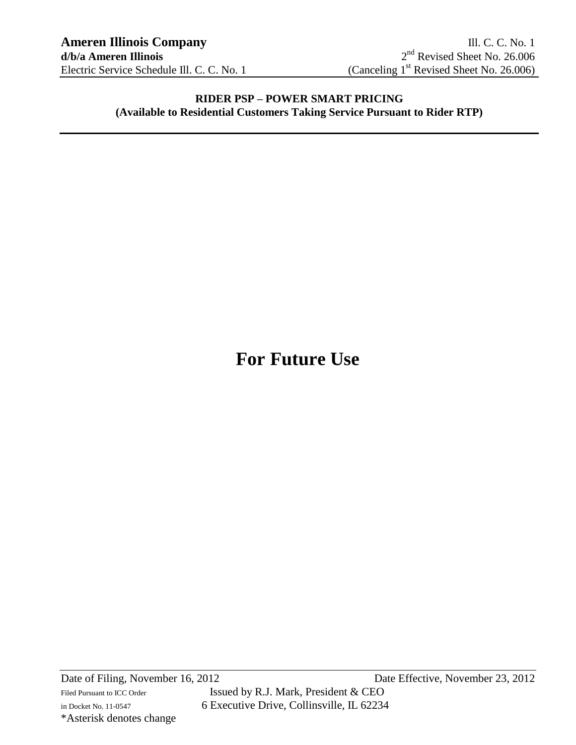**Ameren Illinois Company** Ill. C. C. No. 1
**d/b/a Ameren Illinois** 2nd Revised Sheet No. 26.006
Electric Service Schedule Ill. C. C. No. 1 (Canceling 1st Revised Sheet No. 26.006)

**RIDER PSP – POWER SMART PRICING**
**(Available to Residential Customers Taking Service Pursuant to Rider RTP)**

# For Future Use

Date of Filing, November 16, 2012 Date Effective, November 23, 2012
Filed Pursuant to ICC Order Issued by R.J. Mark, President & CEO
in Docket No. 11-0547 6 Executive Drive, Collinsville, IL 62234
*Asterisk denotes change